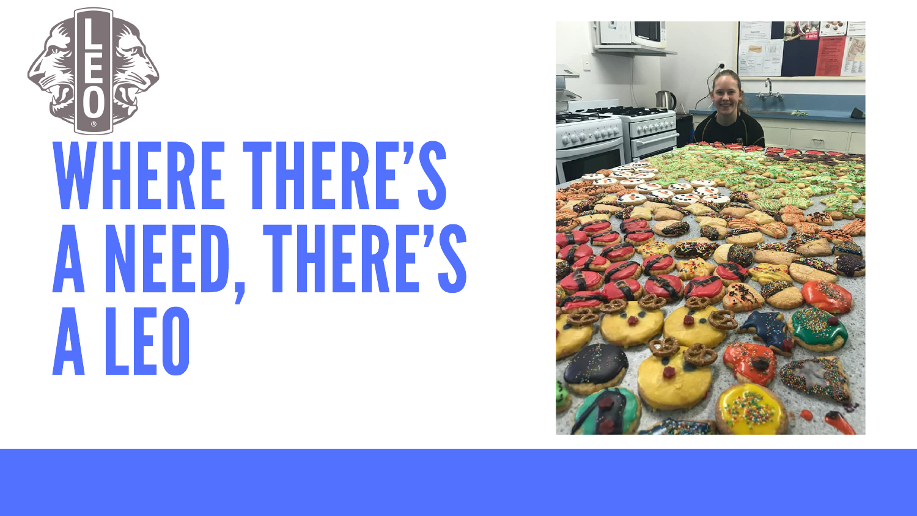# WHERE THERE'S A NEED, THERE'S A LEO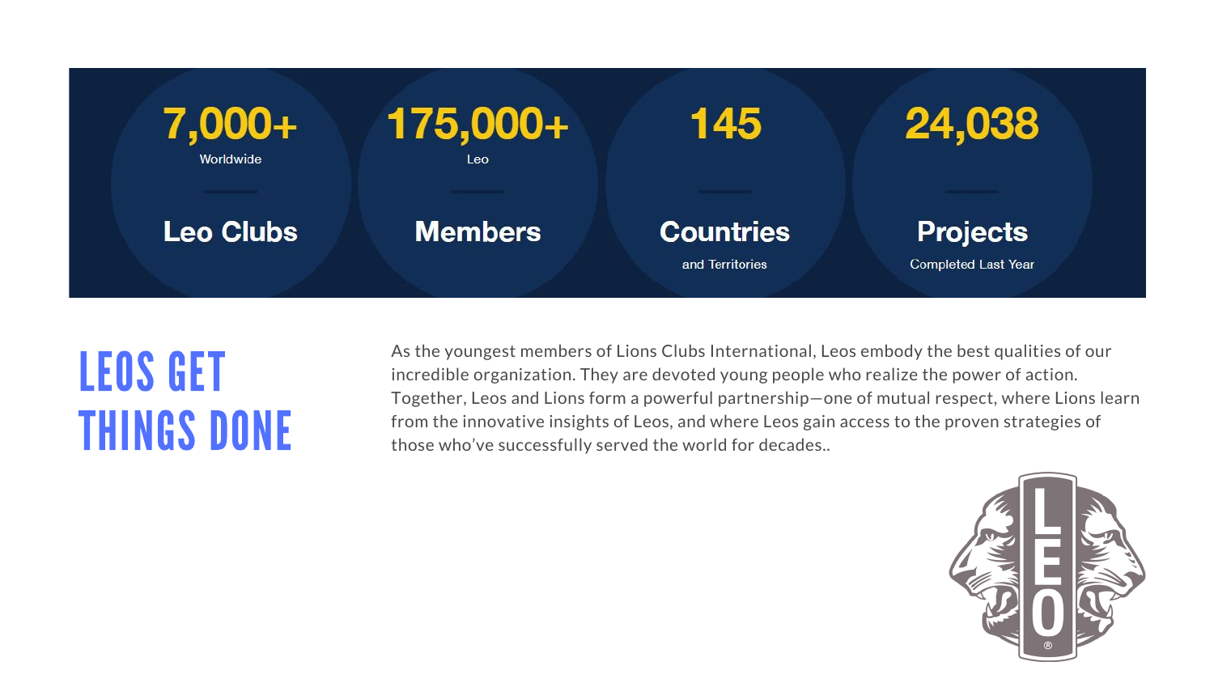**7,000+**
Worldwide

**Leo Clubs**

**175,000+**
Leo

**Members**

**145**

**Countries**
and Territories

**24,038**

**Projects**
Completed Last Year

# LEOS GET THINGS DONE

As the youngest members of Lions Clubs International, Leos embody the best qualities of our incredible organization. They are devoted young people who realize the power of action. Together, Leos and Lions form a powerful partnership—one of mutual respect, where Lions learn from the innovative insights of Leos, and where Leos gain access to the proven strategies of those who've successfully served the world for decades..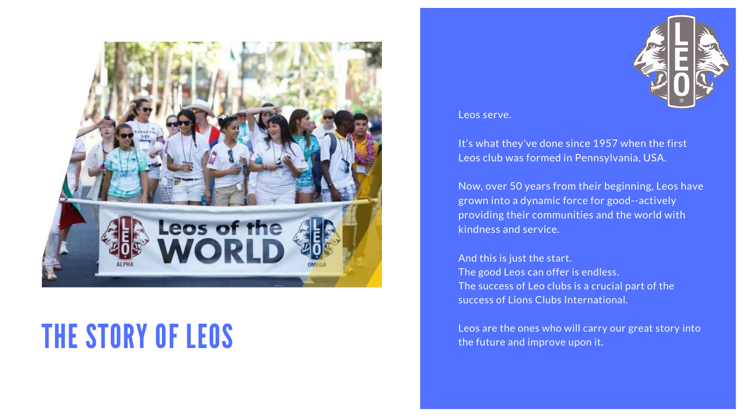# THE STORY OF LEOS

Leos serve.

It's what they've done since 1957 when the first Leos club was formed in Pennsylvania, USA.

Now, over 50 years from their beginning, Leos have grown into a dynamic force for good--actively providing their communities and the world with kindness and service.

And this is just the start.
The good Leos can offer is endless.
The success of Leo clubs is a crucial part of the success of Lions Clubs International.

Leos are the ones who will carry our great story into the future and improve upon it.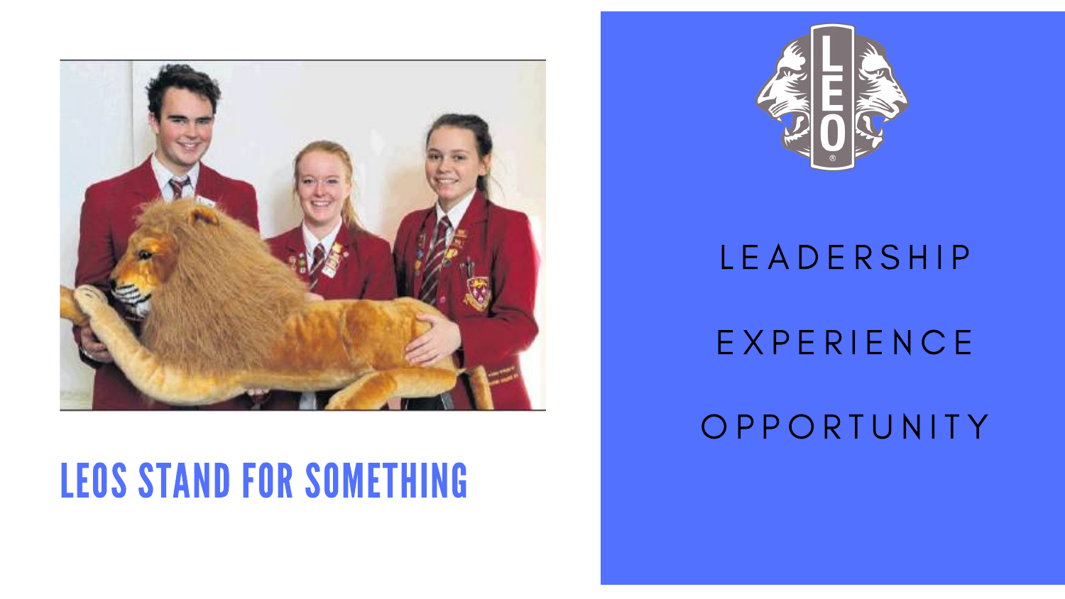# LEOS STAND FOR SOMETHING

LEADERSHIP

EXPERIENCE

OPPORTUNITY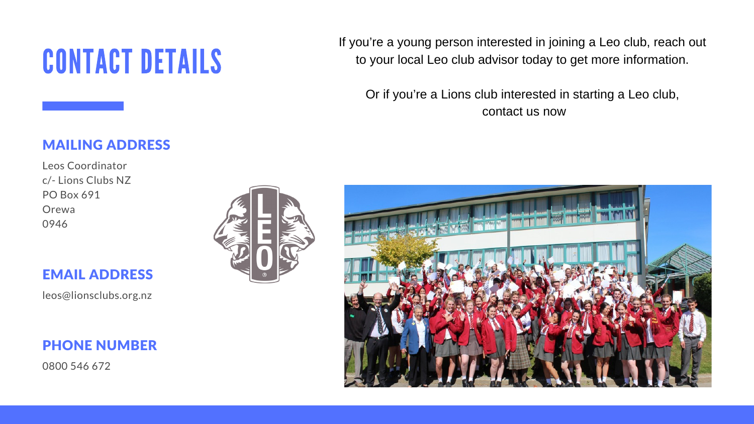# CONTACT DETAILS

If you're a young person interested in joining a Leo club, reach out to your local Leo club advisor today to get more information.

Or if you're a Lions club interested in starting a Leo club, contact us now

## MAILING ADDRESS

Leos Coordinator
c/- Lions Clubs NZ
PO Box 691
Orewa
0946

## EMAIL ADDRESS

leos@lionsclubs.org.nz

## PHONE NUMBER

0800 546 672